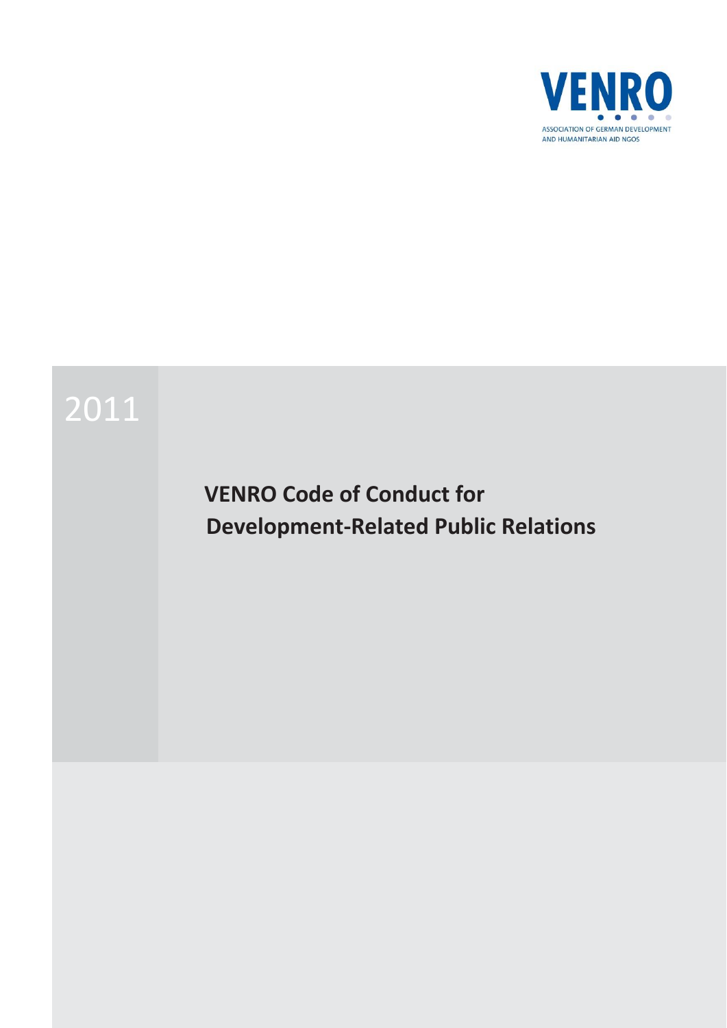VENRO

ASSOCIATION OF GERMAN DEVELOPMENT AND HUMANITARIAN AID NGOS

2011

# VENRO Code of Conduct for Development-Related Public Relations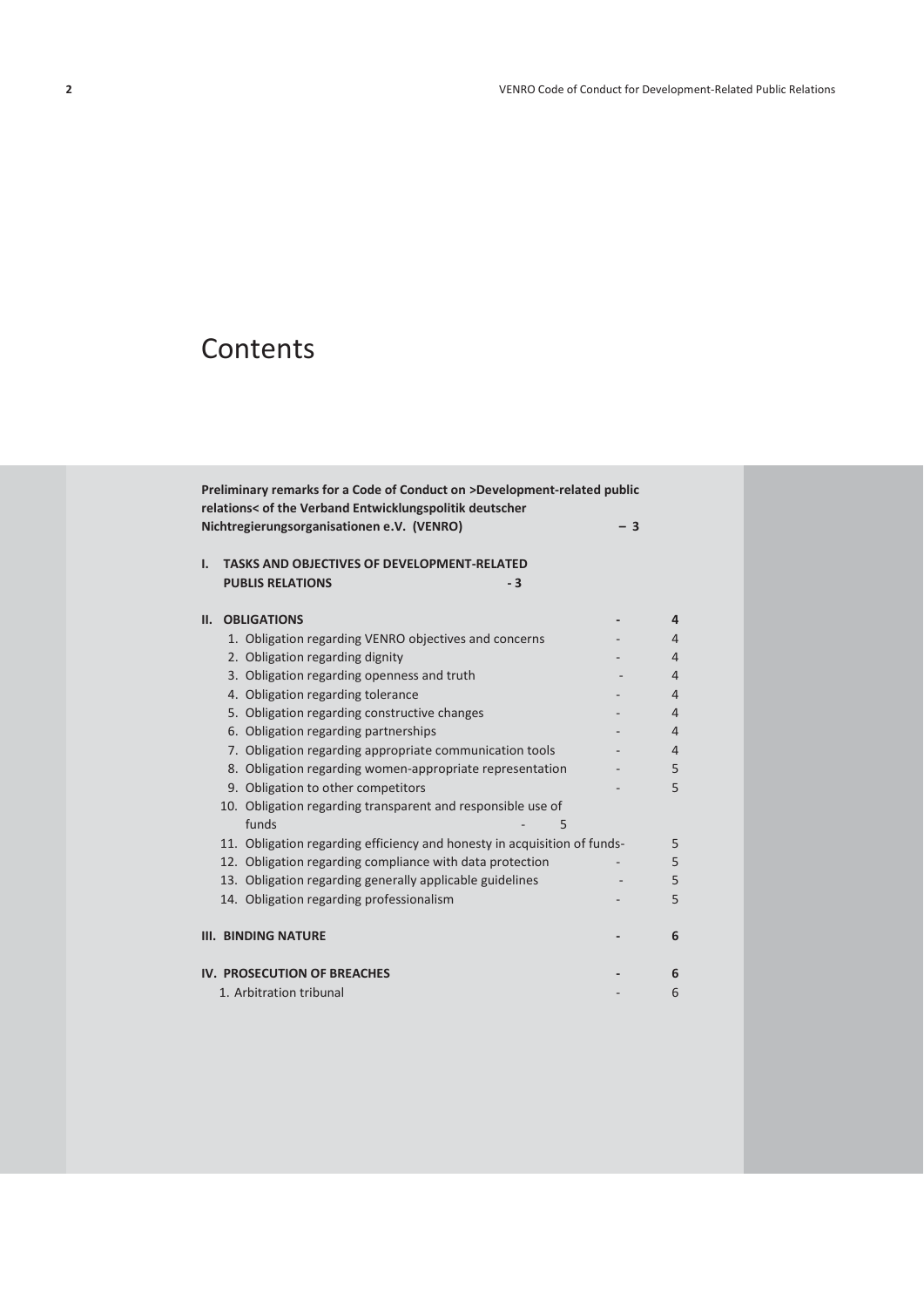# Contents

**Preliminary remarks for a Code of Conduct on >Development-related public relations< of the Verband Entwicklungspolitik deutscher Nichtregierungsorganisationen e.V. (VENRO) – 3**

**I. TASKS AND OBJECTIVES OF DEVELOPMENT-RELATED PUBLIS RELATIONS - 3**

**II. OBLIGATIONS - 4**

1. Obligation regarding VENRO objectives and concerns - 4
2. Obligation regarding dignity - 4
3. Obligation regarding openness and truth - 4
4. Obligation regarding tolerance - 4
5. Obligation regarding constructive changes - 4
6. Obligation regarding partnerships - 4
7. Obligation regarding appropriate communication tools - 4
8. Obligation regarding women-appropriate representation - 5
9. Obligation to other competitors - 5
10. Obligation regarding transparent and responsible use of funds - 5
11. Obligation regarding efficiency and honesty in acquisition of funds- 5
12. Obligation regarding compliance with data protection - 5
13. Obligation regarding generally applicable guidelines - 5
14. Obligation regarding professionalism - 5

**III. BINDING NATURE - 6**

**IV. PROSECUTION OF BREACHES - 6**

1. Arbitration tribunal - 6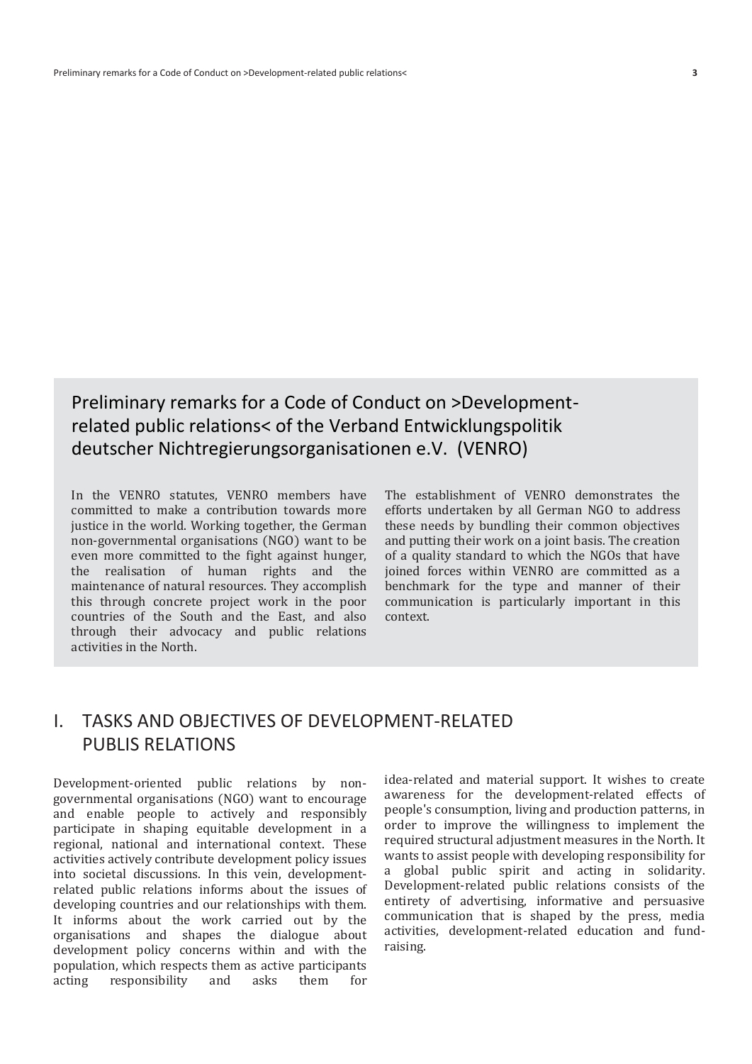## Preliminary remarks for a Code of Conduct on >Development-related public relations< of the Verband Entwicklungspolitik deutscher Nichtregierungsorganisationen e.V. (VENRO)

In the VENRO statutes, VENRO members have committed to make a contribution towards more justice in the world. Working together, the German non-governmental organisations (NGO) want to be even more committed to the fight against hunger, the realisation of human rights and the maintenance of natural resources. They accomplish this through concrete project work in the poor countries of the South and the East, and also through their advocacy and public relations activities in the North.

The establishment of VENRO demonstrates the efforts undertaken by all German NGO to address these needs by bundling their common objectives and putting their work on a joint basis. The creation of a quality standard to which the NGOs that have joined forces within VENRO are committed as a benchmark for the type and manner of their communication is particularly important in this context.

# I. TASKS AND OBJECTIVES OF DEVELOPMENT-RELATED PUBLIS RELATIONS

Development-oriented public relations by non-governmental organisations (NGO) want to encourage and enable people to actively and responsibly participate in shaping equitable development in a regional, national and international context. These activities actively contribute development policy issues into societal discussions. In this vein, development-related public relations informs about the issues of developing countries and our relationships with them. It informs about the work carried out by the organisations and shapes the dialogue about development policy concerns within and with the population, which respects them as active participants acting responsibility and asks them for idea-related and material support. It wishes to create awareness for the development-related effects of people's consumption, living and production patterns, in order to improve the willingness to implement the required structural adjustment measures in the North. It wants to assist people with developing responsibility for a global public spirit and acting in solidarity. Development-related public relations consists of the entirety of advertising, informative and persuasive communication that is shaped by the press, media activities, development-related education and fund-raising.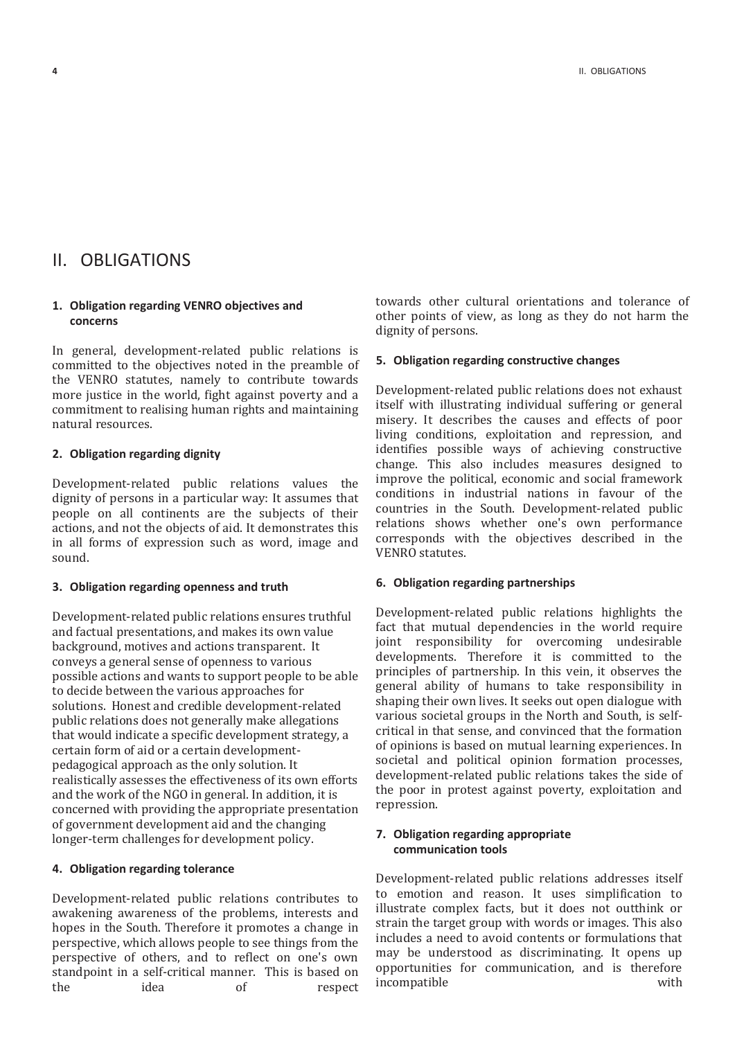# II. OBLIGATIONS

### 1. Obligation regarding VENRO objectives and concerns

In general, development-related public relations is committed to the objectives noted in the preamble of the VENRO statutes, namely to contribute towards more justice in the world, fight against poverty and a commitment to realising human rights and maintaining natural resources.

### 2. Obligation regarding dignity

Development-related public relations values the dignity of persons in a particular way: It assumes that people on all continents are the subjects of their actions, and not the objects of aid. It demonstrates this in all forms of expression such as word, image and sound.

### 3. Obligation regarding openness and truth

Development-related public relations ensures truthful and factual presentations, and makes its own value background, motives and actions transparent. It conveys a general sense of openness to various possible actions and wants to support people to be able to decide between the various approaches for solutions. Honest and credible development-related public relations does not generally make allegations that would indicate a specific development strategy, a certain form of aid or a certain development-pedagogical approach as the only solution. It realistically assesses the effectiveness of its own efforts and the work of the NGO in general. In addition, it is concerned with providing the appropriate presentation of government development aid and the changing longer-term challenges for development policy.

### 4. Obligation regarding tolerance

Development-related public relations contributes to awakening awareness of the problems, interests and hopes in the South. Therefore it promotes a change in perspective, which allows people to see things from the perspective of others, and to reflect on one's own standpoint in a self-critical manner. This is based on the idea of respect towards other cultural orientations and tolerance of other points of view, as long as they do not harm the dignity of persons.

### 5. Obligation regarding constructive changes

Development-related public relations does not exhaust itself with illustrating individual suffering or general misery. It describes the causes and effects of poor living conditions, exploitation and repression, and identifies possible ways of achieving constructive change. This also includes measures designed to improve the political, economic and social framework conditions in industrial nations in favour of the countries in the South. Development-related public relations shows whether one's own performance corresponds with the objectives described in the VENRO statutes.

### 6. Obligation regarding partnerships

Development-related public relations highlights the fact that mutual dependencies in the world require joint responsibility for overcoming undesirable developments. Therefore it is committed to the principles of partnership. In this vein, it observes the general ability of humans to take responsibility in shaping their own lives. It seeks out open dialogue with various societal groups in the North and South, is self-critical in that sense, and convinced that the formation of opinions is based on mutual learning experiences. In societal and political opinion formation processes, development-related public relations takes the side of the poor in protest against poverty, exploitation and repression.

### 7. Obligation regarding appropriate communication tools

Development-related public relations addresses itself to emotion and reason. It uses simplification to illustrate complex facts, but it does not outthink or strain the target group with words or images. This also includes a need to avoid contents or formulations that may be understood as discriminating. It opens up opportunities for communication, and is therefore incompatible with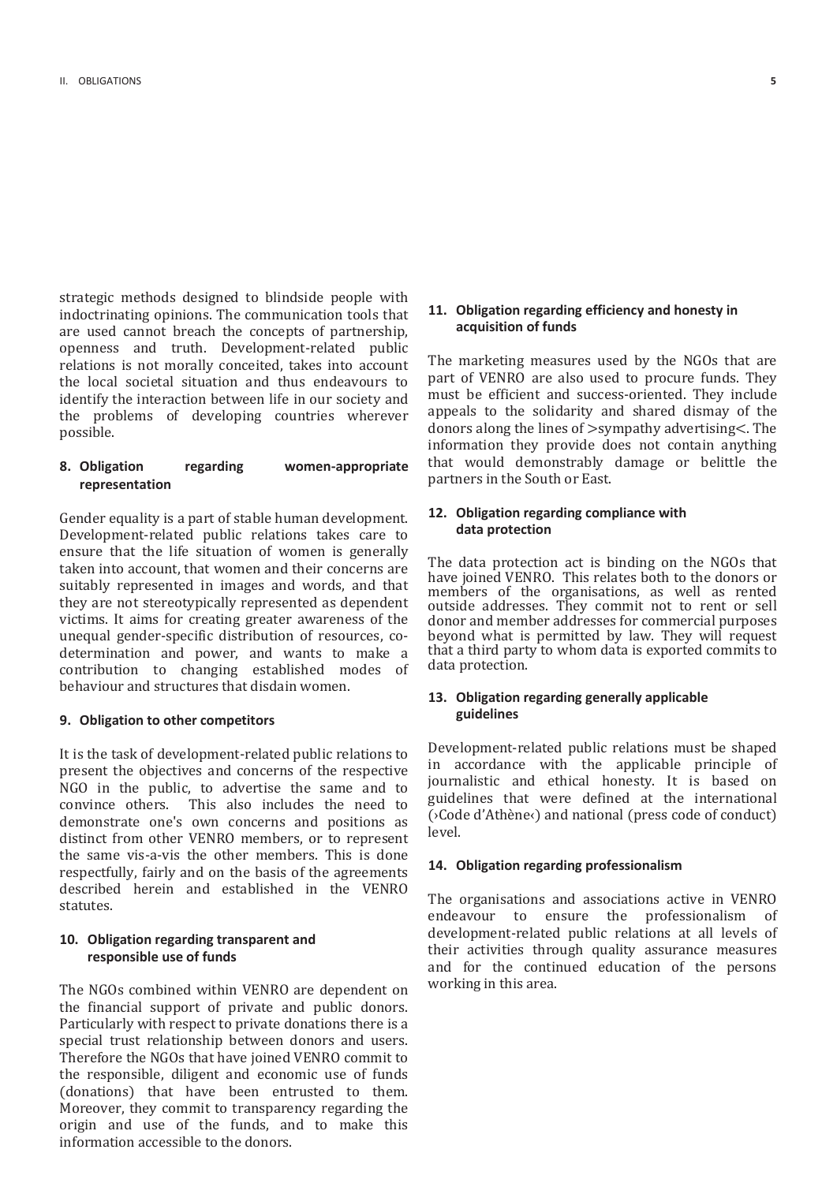strategic methods designed to blindside people with indoctrinating opinions. The communication tools that are used cannot breach the concepts of partnership, openness and truth. Development-related public relations is not morally conceited, takes into account the local societal situation and thus endeavours to identify the interaction between life in our society and the problems of developing countries wherever possible.

**8. Obligation regarding women-appropriate representation**

Gender equality is a part of stable human development. Development-related public relations takes care to ensure that the life situation of women is generally taken into account, that women and their concerns are suitably represented in images and words, and that they are not stereotypically represented as dependent victims. It aims for creating greater awareness of the unequal gender-specific distribution of resources, co-determination and power, and wants to make a contribution to changing established modes of behaviour and structures that disdain women.

**9. Obligation to other competitors**

It is the task of development-related public relations to present the objectives and concerns of the respective NGO in the public, to advertise the same and to convince others. This also includes the need to demonstrate one's own concerns and positions as distinct from other VENRO members, or to represent the same vis-a-vis the other members. This is done respectfully, fairly and on the basis of the agreements described herein and established in the VENRO statutes.

**10. Obligation regarding transparent and responsible use of funds**

The NGOs combined within VENRO are dependent on the financial support of private and public donors. Particularly with respect to private donations there is a special trust relationship between donors and users. Therefore the NGOs that have joined VENRO commit to the responsible, diligent and economic use of funds (donations) that have been entrusted to them. Moreover, they commit to transparency regarding the origin and use of the funds, and to make this information accessible to the donors.

**11. Obligation regarding efficiency and honesty in acquisition of funds**

The marketing measures used by the NGOs that are part of VENRO are also used to procure funds. They must be efficient and success-oriented. They include appeals to the solidarity and shared dismay of the donors along the lines of >sympathy advertising<. The information they provide does not contain anything that would demonstrably damage or belittle the partners in the South or East.

**12. Obligation regarding compliance with data protection**

The data protection act is binding on the NGOs that have joined VENRO. This relates both to the donors or members of the organisations, as well as rented outside addresses. They commit not to rent or sell donor and member addresses for commercial purposes beyond what is permitted by law. They will request that a third party to whom data is exported commits to data protection.

**13. Obligation regarding generally applicable guidelines**

Development-related public relations must be shaped in accordance with the applicable principle of journalistic and ethical honesty. It is based on guidelines that were defined at the international (›Code d'Athène‹) and national (press code of conduct) level.

**14. Obligation regarding professionalism**

The organisations and associations active in VENRO endeavour to ensure the professionalism of development-related public relations at all levels of their activities through quality assurance measures and for the continued education of the persons working in this area.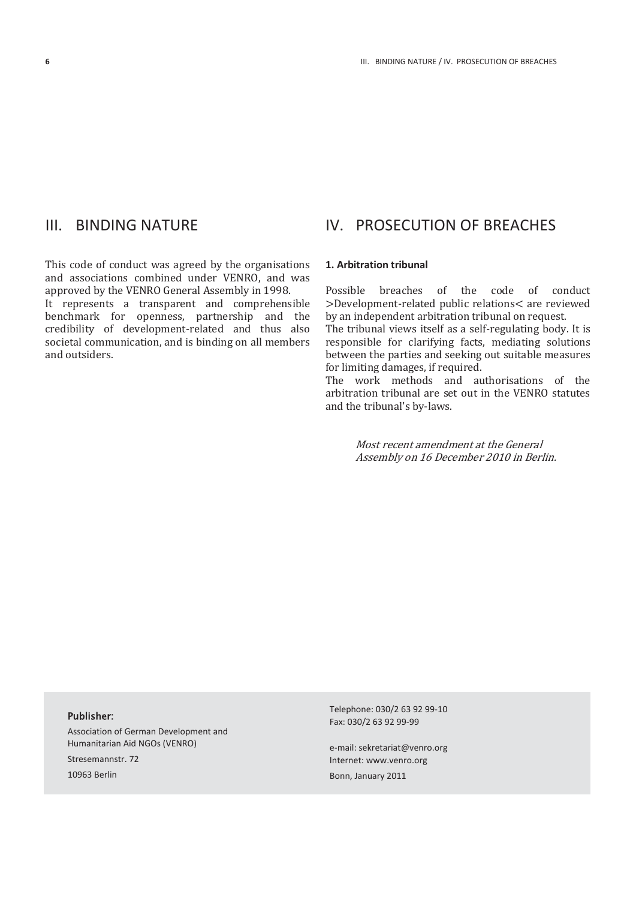## III. BINDING NATURE

This code of conduct was agreed by the organisations and associations combined under VENRO, and was approved by the VENRO General Assembly in 1998.
It represents a transparent and comprehensible benchmark for openness, partnership and the credibility of development-related and thus also societal communication, and is binding on all members and outsiders.

## IV. PROSECUTION OF BREACHES

**1. Arbitration tribunal**

Possible breaches of the code of conduct >Development-related public relations< are reviewed by an independent arbitration tribunal on request.
The tribunal views itself as a self-regulating body. It is responsible for clarifying facts, mediating solutions between the parties and seeking out suitable measures for limiting damages, if required.
The work methods and authorisations of the arbitration tribunal are set out in the VENRO statutes and the tribunal's by-laws.

*Most recent amendment at the General Assembly on 16 December 2010 in Berlin.*

**Publisher:**

Association of German Development and Humanitarian Aid NGOs (VENRO)

Stresemannstr. 72

10963 Berlin

Telephone: 030/2 63 92 99-10
Fax: 030/2 63 92 99-99

e-mail: sekretariat@venro.org
Internet: www.venro.org

Bonn, January 2011